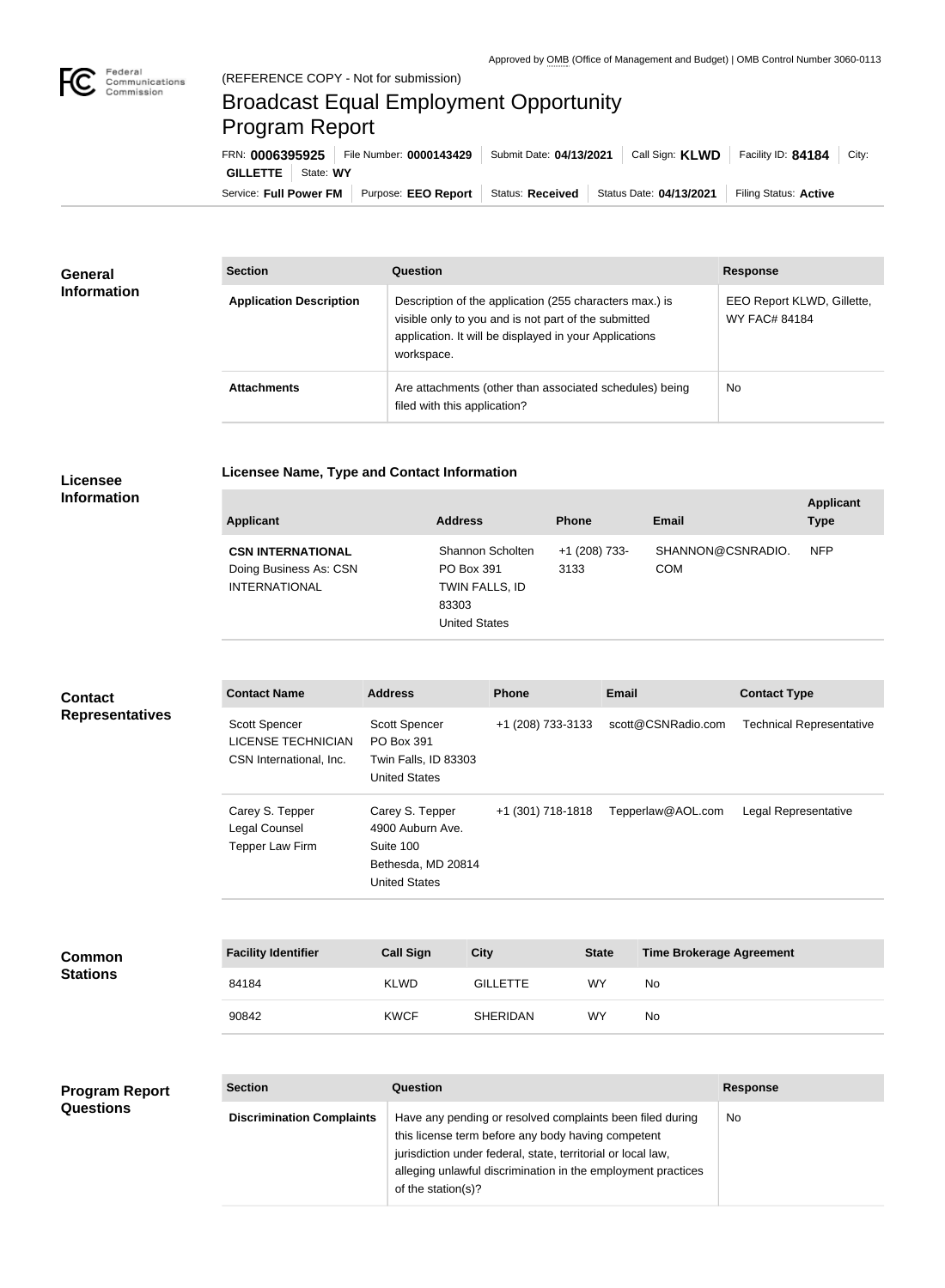Approved by OMB (Office of Management and Budget) | OMB Control Number 3060-0113

(REFERENCE COPY - Not for submission)

# Broadcast Equal Employment Opportunity Program Report

FRN: **0006395925** | File Number: **0000143429** | Submit Date: **04/13/2021** | Call Sign: **KLWD** | Facility ID: **84184** | City: **GILLETTE** | State: **WY**

Service: **Full Power FM** | Purpose: **EEO Report** | Status: **Received** | Status Date: **04/13/2021** | Filing Status: **Active**

## General Information

| Section | Question | Response |
| --- | --- | --- |
| **Application Description** | Description of the application (255 characters max.) is visible only to you and is not part of the submitted application. It will be displayed in your Applications workspace. | EEO Report KLWD, Gillette, WY FAC# 84184 |
| **Attachments** | Are attachments (other than associated schedules) being filed with this application? | No |

## Licensee Information

**Licensee Name, Type and Contact Information**

| Applicant | Address | Phone | Email | Applicant Type |
| --- | --- | --- | --- | --- |
| **CSN INTERNATIONAL** Doing Business As: CSN INTERNATIONAL | Shannon Scholten PO Box 391 TWIN FALLS, ID 83303 United States | +1 (208) 733-3133 | SHANNON@CSNRADIO.COM | NFP |

## Contact Representatives

| Contact Name | Address | Phone | Email | Contact Type |
| --- | --- | --- | --- | --- |
| Scott Spencer LICENSE TECHNICIAN CSN International, Inc. | Scott Spencer PO Box 391 Twin Falls, ID 83303 United States | +1 (208) 733-3133 | scott@CSNRadio.com | Technical Representative |
| Carey S. Tepper Legal Counsel Tepper Law Firm | Carey S. Tepper 4900 Auburn Ave. Suite 100 Bethesda, MD 20814 United States | +1 (301) 718-1818 | Tepperlaw@AOL.com | Legal Representative |

## Common Stations

| Facility Identifier | Call Sign | City | State | Time Brokerage Agreement |
| --- | --- | --- | --- | --- |
| 84184 | KLWD | GILLETTE | WY | No |
| 90842 | KWCF | SHERIDAN | WY | No |

## Program Report Questions

| Section | Question | Response |
| --- | --- | --- |
| **Discrimination Complaints** | Have any pending or resolved complaints been filed during this license term before any body having competent jurisdiction under federal, state, territorial or local law, alleging unlawful discrimination in the employment practices of the station(s)? | No |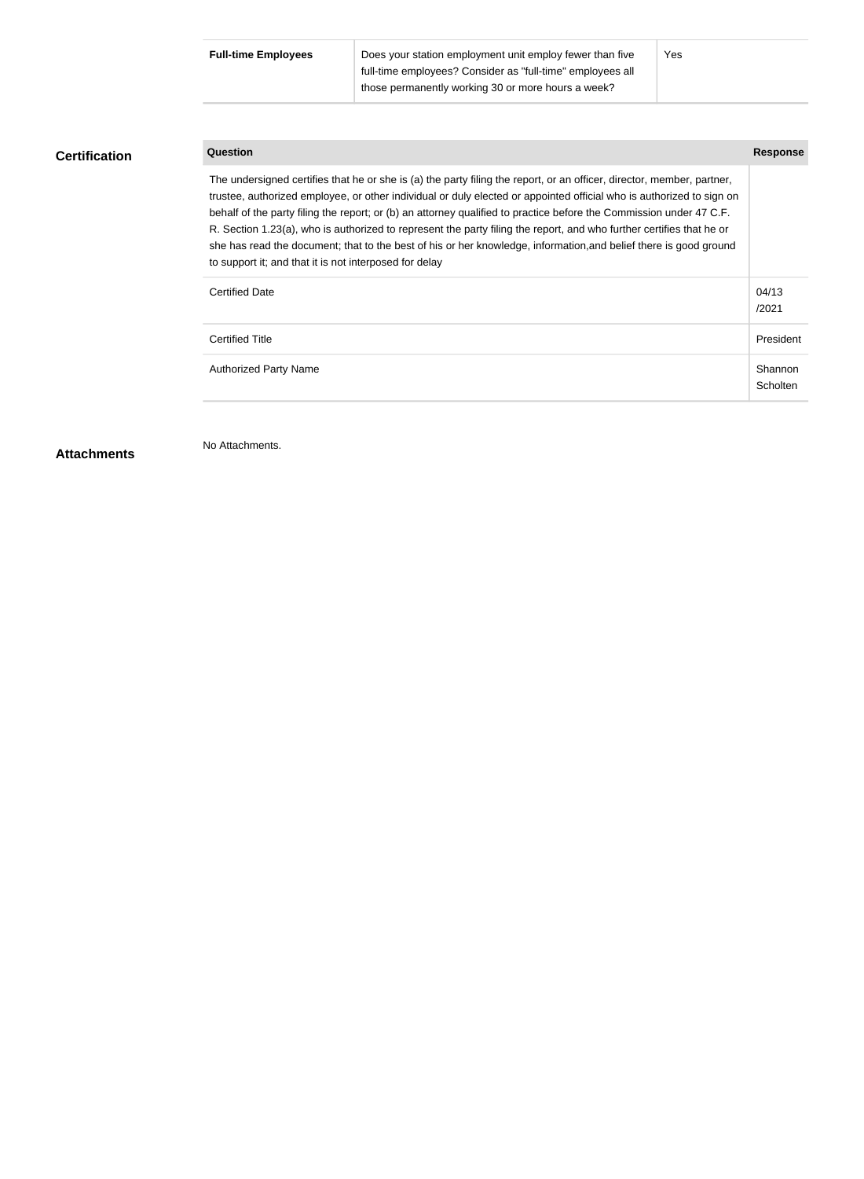| | | |
|---|---|---|
| **Full-time Employees** | Does your station employment unit employ fewer than five full-time employees? Consider as "full-time" employees all those permanently working 30 or more hours a week? | Yes |

## Certification

| Question | Response |
|---|---|
| The undersigned certifies that he or she is (a) the party filing the report, or an officer, director, member, partner, trustee, authorized employee, or other individual or duly elected or appointed official who is authorized to sign on behalf of the party filing the report; or (b) an attorney qualified to practice before the Commission under 47 C.F. R. Section 1.23(a), who is authorized to represent the party filing the report, and who further certifies that he or she has read the document; that to the best of his or her knowledge, information,and belief there is good ground to support it; and that it is not interposed for delay | |
| Certified Date | 04/13/2021 |
| Certified Title | President |
| Authorized Party Name | Shannon Scholten |

## Attachments

No Attachments.